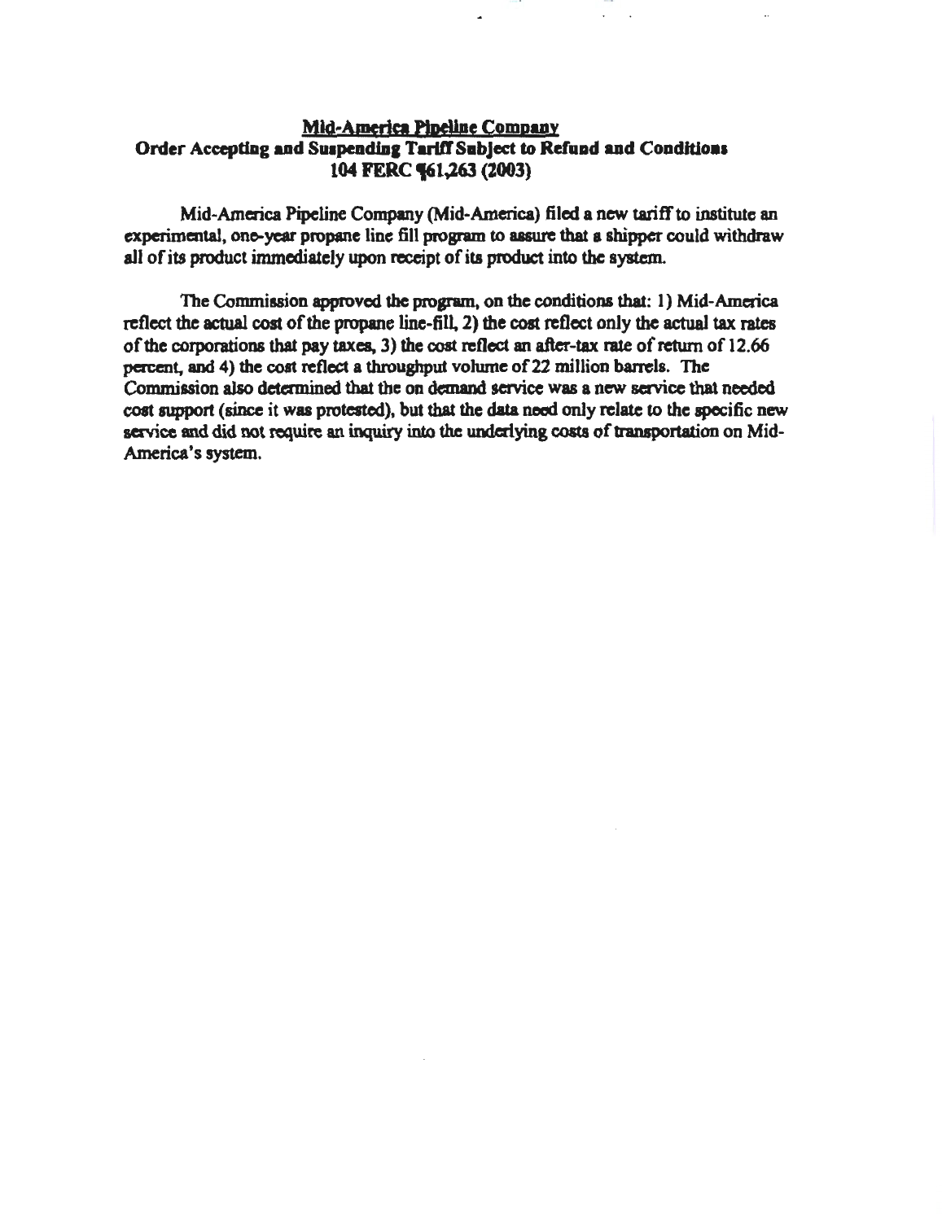## Mid-America Pipeline Company
## Order Accepting and Suspending Tariff Subject to Refund and Conditions
## 104 FERC ¶61,263 (2003)

Mid-America Pipeline Company (Mid-America) filed a new tariff to institute an experimental, one-year propane line fill program to assure that a shipper could withdraw all of its product immediately upon receipt of its product into the system.

The Commission approved the program, on the conditions that: 1) Mid-America reflect the actual cost of the propane line-fill, 2) the cost reflect only the actual tax rates of the corporations that pay taxes, 3) the cost reflect an after-tax rate of return of 12.66 percent, and 4) the cost reflect a throughput volume of 22 million barrels. The Commission also determined that the on demand service was a new service that needed cost support (since it was protested), but that the data need only relate to the specific new service and did not require an inquiry into the underlying costs of transportation on Mid-America's system.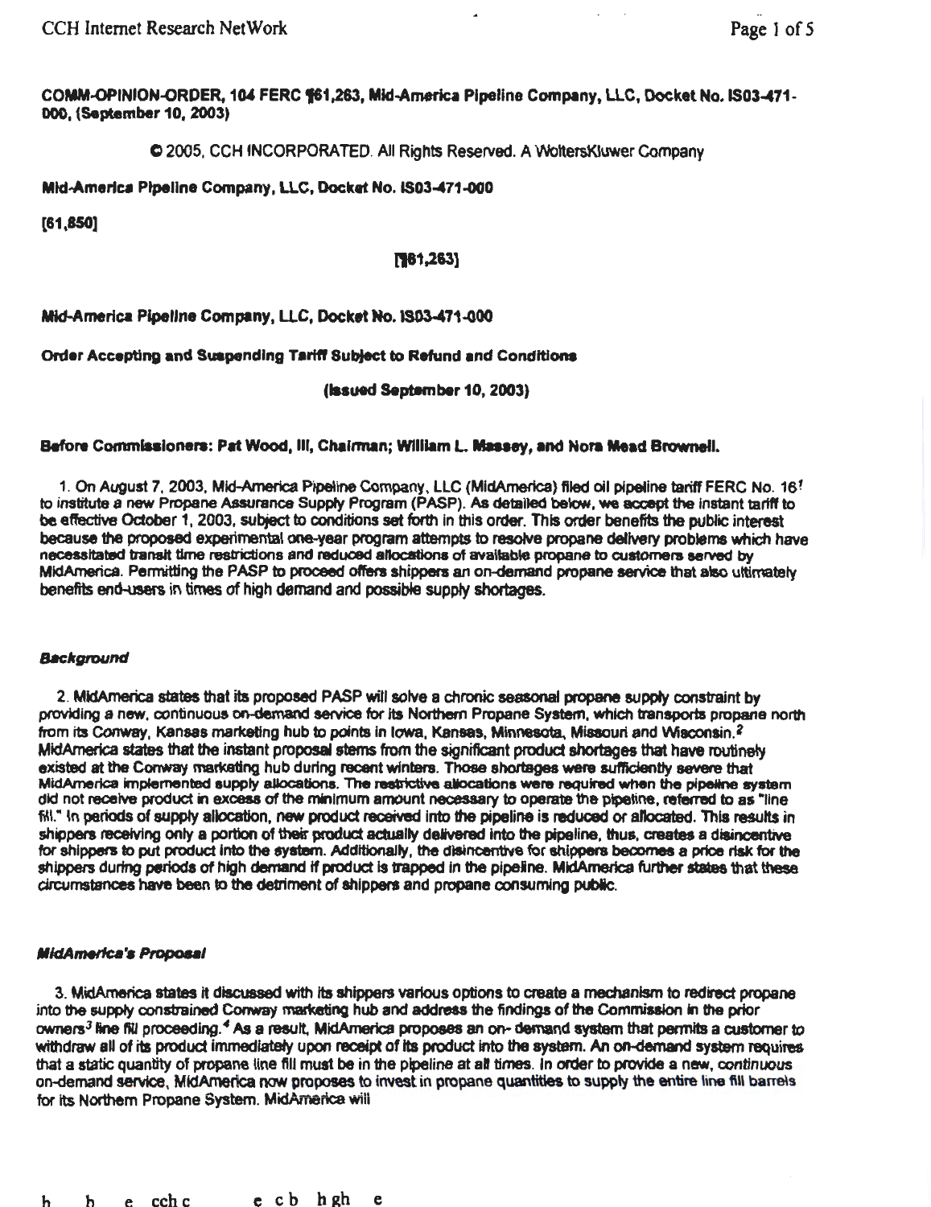**COMM-OPINION-ORDER, 104 FERC ¶61,263, Mid-America Pipeline Company, LLC, Docket No. IS03-471-000, (September 10, 2003)**

© 2005, CCH INCORPORATED. All Rights Reserved. A WoltersKluwer Company

**Mid-America Pipeline Company, LLC, Docket No. IS03-471-000**

**[61,850]**

**[¶61,263]**

**Mid-America Pipeline Company, LLC, Docket No. IS03-471-000**

**Order Accepting and Suspending Tariff Subject to Refund and Conditions**

**(Issued September 10, 2003)**

**Before Commissioners: Pat Wood, III, Chairman; William L. Massey, and Nora Mead Brownell.**

1. On August 7, 2003, Mid-America Pipeline Company, LLC (MidAmerica) filed oil pipeline tariff FERC No. 16[1] to institute a new Propane Assurance Supply Program (PASP). As detailed below, we accept the instant tariff to be effective October 1, 2003, subject to conditions set forth in this order. This order benefits the public interest because the proposed experimental one-year program attempts to resolve propane delivery problems which have necessitated transit time restrictions and reduced allocations of available propane to customers served by MidAmerica. Permitting the PASP to proceed offers shippers an on-demand propane service that also ultimately benefits end-users in times of high demand and possible supply shortages.

### *Background*

2. MidAmerica states that its proposed PASP will solve a chronic seasonal propane supply constraint by providing a new, continuous on-demand service for its Northern Propane System, which transports propane north from its Conway, Kansas marketing hub to points in Iowa, Kansas, Minnesota, Missouri and Wisconsin.[2] MidAmerica states that the instant proposal stems from the significant product shortages that have routinely existed at the Conway marketing hub during recent winters. Those shortages were sufficiently severe that MidAmerica implemented supply allocations. The restrictive allocations were required when the pipeline system did not receive product in excess of the minimum amount necessary to operate the pipeline, referred to as "line fill." In periods of supply allocation, new product received into the pipeline is reduced or allocated. This results in shippers receiving only a portion of their product actually delivered into the pipeline, thus, creates a disincentive for shippers to put product into the system. Additionally, the disincentive for shippers becomes a price risk for the shippers during periods of high demand if product is trapped in the pipeline. MidAmerica further states that these circumstances have been to the detriment of shippers and propane consuming public.

### *MidAmerica's Proposal*

3. MidAmerica states it discussed with its shippers various options to create a mechanism to redirect propane into the supply constrained Conway marketing hub and address the findings of the Commission in the prior owners[3] line fill proceeding.[4] As a result, MidAmerica proposes an on- demand system that permits a customer to withdraw all of its product immediately upon receipt of its product into the system. An on-demand system requires that a static quantity of propane line fill must be in the pipeline at all times. In order to provide a new, continuous on-demand service, MidAmerica now proposes to invest in propane quantities to supply the entire line fill barrels for its Northern Propane System. MidAmerica will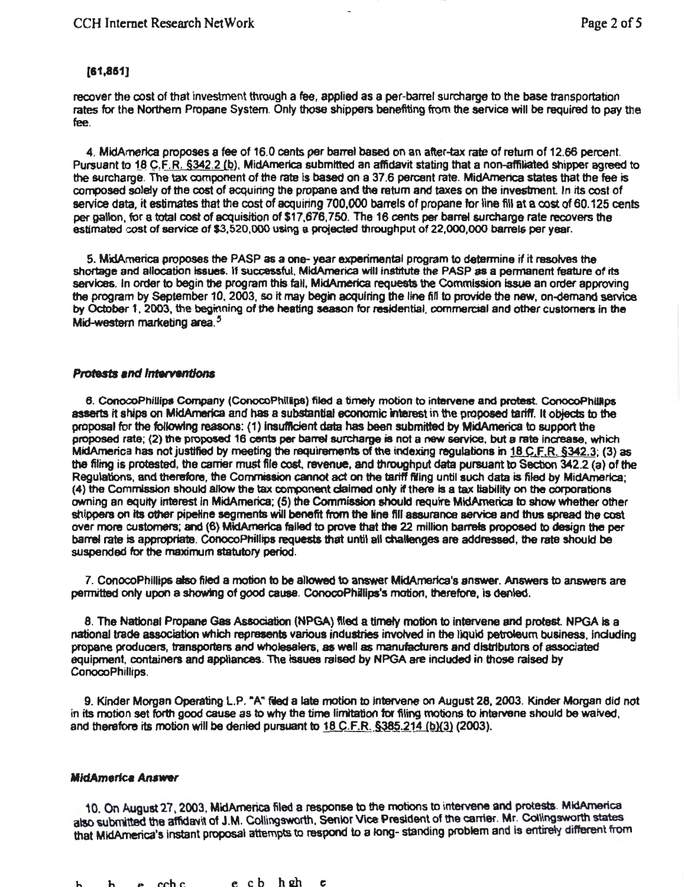**[61,861]**

recover the cost of that investment through a fee, applied as a per-barrel surcharge to the base transportation rates for the Northern Propane System. Only those shippers benefiting from the service will be required to pay the fee.

4. MidAmerica proposes a fee of 16.0 cents per barrel based on an after-tax rate of return of 12.66 percent. Pursuant to 18 C.F.R. §342.2 (b), MidAmerica submitted an affidavit stating that a non-affiliated shipper agreed to the surcharge. The tax component of the rate is based on a 37.6 percent rate. MidAmerica states that the fee is composed solely of the cost of acquiring the propane and the return and taxes on the investment. In its cost of service data, it estimates that the cost of acquiring 700,000 barrels of propane for line fill at a cost of 60.125 cents per gallon, for a total cost of acquisition of $17,676,750. The 16 cents per barrel surcharge rate recovers the estimated cost of service of $3,520,000 using a projected throughput of 22,000,000 barrels per year.

5. MidAmerica proposes the PASP as a one- year experimental program to determine if it resolves the shortage and allocation issues. If successful, MidAmerica will institute the PASP as a permanent feature of its services. In order to begin the program this fall, MidAmerica requests the Commission issue an order approving the program by September 10, 2003, so it may begin acquiring the line fill to provide the new, on-demand service by October 1, 2003, the beginning of the heating season for residential, commercial and other customers in the Mid-western marketing area.[5]

### *Protests and Interventions*

6. ConocoPhillips Company (ConocoPhillips) filed a timely motion to intervene and protest. ConocoPhillips asserts it ships on MidAmerica and has a substantial economic interest in the proposed tariff. It objects to the proposal for the following reasons: (1) insufficient data has been submitted by MidAmerica to support the proposed rate; (2) the proposed 16 cents per barrel surcharge is not a new service, but a rate increase, which MidAmerica has not justified by meeting the requirements of the indexing regulations in 18 C.F.R. §342.3; (3) as the filing is protested, the carrier must file cost, revenue, and throughput data pursuant to Section 342.2 (a) of the Regulations, and therefore, the Commission cannot act on the tariff filing until such data is filed by MidAmerica; (4) the Commission should allow the tax component claimed only if there is a tax liability on the corporations owning an equity interest in MidAmerica; (5) the Commission should require MidAmerica to show whether other shippers on its other pipeline segments will benefit from the line fill assurance service and thus spread the cost over more customers; and (6) MidAmerica failed to prove that the 22 million barrels proposed to design the per barrel rate is appropriate. ConocoPhillips requests that until all challenges are addressed, the rate should be suspended for the maximum statutory period.

7. ConocoPhillips also filed a motion to be allowed to answer MidAmerica's answer. Answers to answers are permitted only upon a showing of good cause. ConocoPhillips's motion, therefore, is denied.

8. The National Propane Gas Association (NPGA) filed a timely motion to intervene and protest. NPGA is a national trade association which represents various industries involved in the liquid petroleum business, including propane producers, transporters and wholesalers, as well as manufacturers and distributors of associated equipment, containers and appliances. The issues raised by NPGA are included in those raised by ConocoPhillips.

9. Kinder Morgan Operating L.P. "A" filed a late motion to intervene on August 28, 2003. Kinder Morgan did not in its motion set forth good cause as to why the time limitation for filing motions to intervene should be waived, and therefore its motion will be denied pursuant to 18 C.F.R. §385.214 (b)(3) (2003).

### *MidAmerica Answer*

10. On August 27, 2003, MidAmerica filed a response to the motions to intervene and protests. MidAmerica also submitted the affidavit of J.M. Collingsworth, Senior Vice President of the carrier. Mr. Collingsworth states that MidAmerica's instant proposal attempts to respond to a long- standing problem and is entirely different from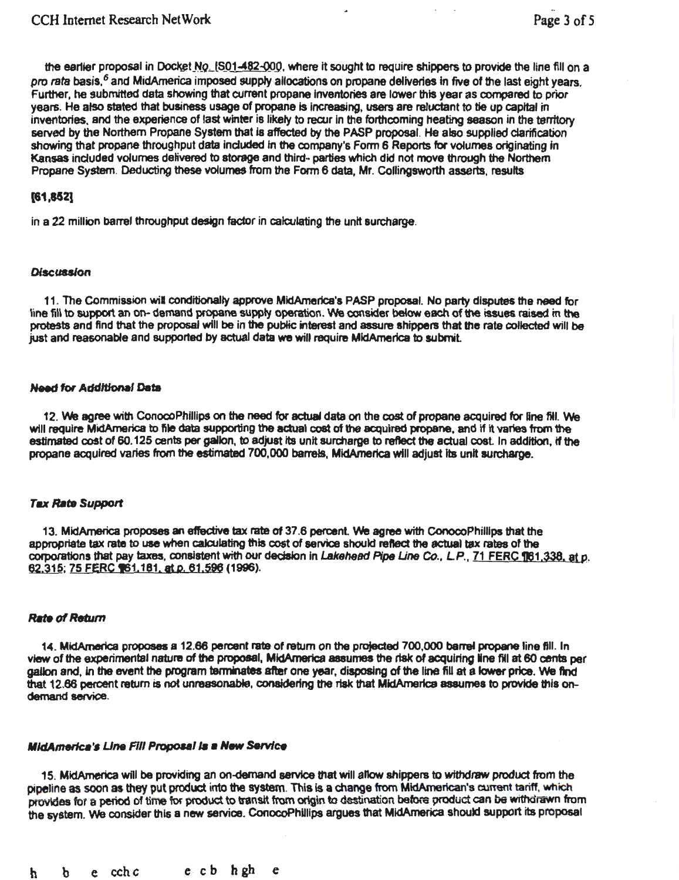the earlier proposal in Docket No. IS01-482-000, where it sought to require shippers to provide the line fill on a *pro rata* basis,[6] and MidAmerica imposed supply allocations on propane deliveries in five of the last eight years. Further, he submitted data showing that current propane inventories are lower this year as compared to prior years. He also stated that business usage of propane is increasing, users are reluctant to tie up capital in inventories, and the experience of last winter is likely to recur in the forthcoming heating season in the territory served by the Northern Propane System that is affected by the PASP proposal. He also supplied clarification showing that propane throughput data included in the company's Form 6 Reports for volumes originating in Kansas included volumes delivered to storage and third- parties which did not move through the Northern Propane System. Deducting these volumes from the Form 6 data, Mr. Collingsworth asserts, results

**[61,852]**

in a 22 million barrel throughput design factor in calculating the unit surcharge.

#### *Discussion*

11. The Commission will conditionally approve MidAmerica's PASP proposal. No party disputes the need for line fill to support an on- demand propane supply operation. We consider below each of the issues raised in the protests and find that the proposal will be in the public interest and assure shippers that the rate collected will be just and reasonable and supported by actual data we will require MidAmerica to submit.

#### *Need for Additional Data*

12. We agree with ConocoPhillips on the need for actual data on the cost of propane acquired for line fill. We will require MidAmerica to file data supporting the actual cost of the acquired propane, and if it varies from the estimated cost of 60.125 cents per gallon, to adjust its unit surcharge to reflect the actual cost. In addition, if the propane acquired varies from the estimated 700,000 barrels, MidAmerica will adjust its unit surcharge.

#### *Tax Rate Support*

13. MidAmerica proposes an effective tax rate of 37.6 percent. We agree with ConocoPhillips that the appropriate tax rate to use when calculating this cost of service should reflect the actual tax rates of the corporations that pay taxes, consistent with our decision in *Lakehead Pipe Line Co., L.P.*, 71 FERC ¶61,338, at p. 62,315; 75 FERC ¶61,181, at p. 61,596 (1996).

#### *Rate of Return*

14. MidAmerica proposes a 12.66 percent rate of return on the projected 700,000 barrel propane line fill. In view of the experimental nature of the proposal, MidAmerica assumes the risk of acquiring line fill at 60 cents per gallon and, in the event the program terminates after one year, disposing of the line fill at a lower price. We find that 12.66 percent return is not unreasonable, considering the risk that MidAmerica assumes to provide this on-demand service.

#### *MidAmerica's Line Fill Proposal Is a New Service*

15. MidAmerica will be providing an on-demand service that will allow shippers to withdraw product from the pipeline as soon as they put product into the system. This is a change from MidAmerican's current tariff, which provides for a period of time for product to transit from origin to destination before product can be withdrawn from the system. We consider this a new service. ConocoPhillips argues that MidAmerica should support its proposal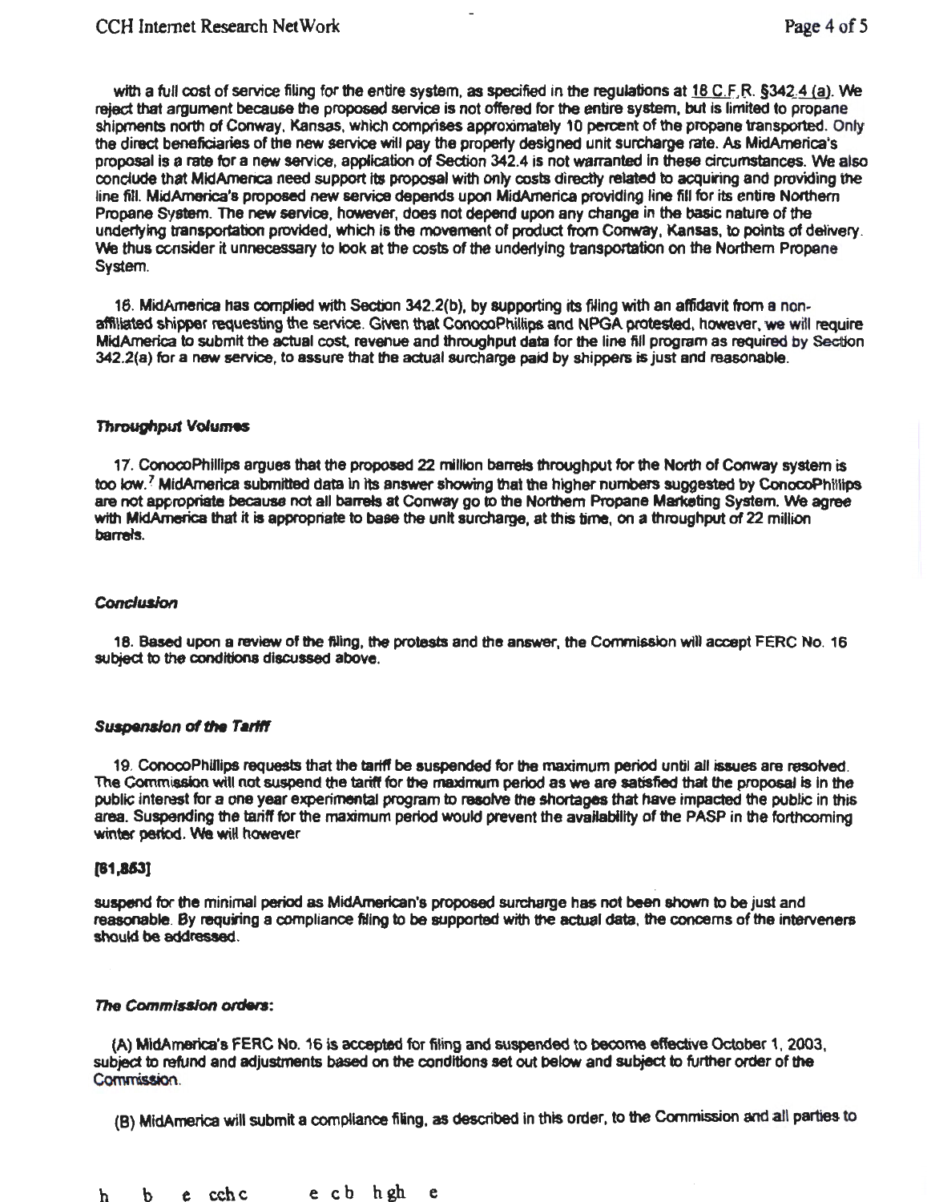with a full cost of service filing for the entire system, as specified in the regulations at 18 C.F.R. §342.4 (a). We reject that argument because the proposed service is not offered for the entire system, but is limited to propane shipments north of Conway, Kansas, which comprises approximately 10 percent of the propane transported. Only the direct beneficiaries of the new service will pay the properly designed unit surcharge rate. As MidAmerica's proposal is a rate for a new service, application of Section 342.4 is not warranted in these circumstances. We also conclude that MidAmerica need support its proposal with only costs directly related to acquiring and providing the line fill. MidAmerica's proposed new service depends upon MidAmerica providing line fill for its entire Northern Propane System. The new service, however, does not depend upon any change in the basic nature of the underlying transportation provided, which is the movement of product from Conway, Kansas, to points of delivery. We thus consider it unnecessary to look at the costs of the underlying transportation on the Northern Propane System.

16. MidAmerica has complied with Section 342.2(b), by supporting its filing with an affidavit from a non-affiliated shipper requesting the service. Given that ConocoPhillips and NPGA protested, however, we will require MidAmerica to submit the actual cost, revenue and throughput data for the line fill program as required by Section 342.2(a) for a new service, to assure that the actual surcharge paid by shippers is just and reasonable.

### *Throughput Volumes*

17. ConocoPhillips argues that the proposed 22 million barrels throughput for the North of Conway system is too low.[7] MidAmerica submitted data in its answer showing that the higher numbers suggested by ConocoPhillips are not appropriate because not all barrels at Conway go to the Northern Propane Marketing System. We agree with MidAmerica that it is appropriate to base the unit surcharge, at this time, on a throughput of 22 million barrels.

### *Conclusion*

18. Based upon a review of the filing, the protests and the answer, the Commission will accept FERC No. 16 subject to the conditions discussed above.

### *Suspension of the Tariff*

19. ConocoPhillips requests that the tariff be suspended for the maximum period until all issues are resolved. The Commission will not suspend the tariff for the maximum period as we are satisfied that the proposal is in the public interest for a one year experimental program to resolve the shortages that have impacted the public in this area. Suspending the tariff for the maximum period would prevent the availability of the PASP in the forthcoming winter period. We will however

**[61,853]**

suspend for the minimal period as MidAmerican's proposed surcharge has not been shown to be just and reasonable. By requiring a compliance filing to be supported with the actual data, the concerns of the interveners should be addressed.

### *The Commission orders*:

(A) MidAmerica's FERC No. 16 is accepted for filing and suspended to become effective October 1, 2003, subject to refund and adjustments based on the conditions set out below and subject to further order of the Commission.

(B) MidAmerica will submit a compliance filing, as described in this order, to the Commission and all parties to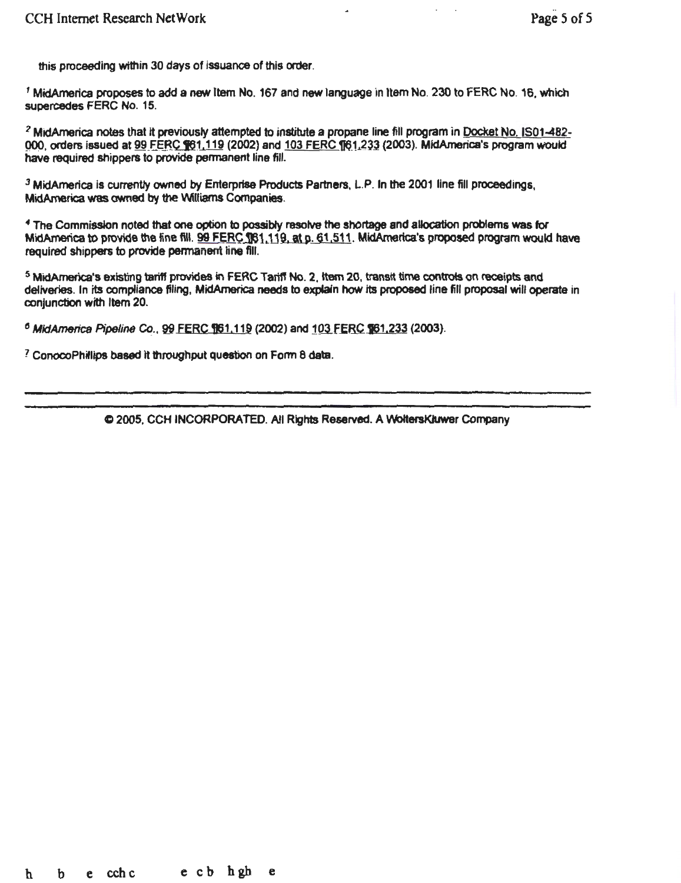this proceeding within 30 days of issuance of this order.

[1] MidAmerica proposes to add a new Item No. 167 and new language in Item No. 230 to FERC No. 16, which supercedes FERC No. 15.

[2] MidAmerica notes that it previously attempted to institute a propane line fill program in Docket No. IS01-482-000, orders issued at 99 FERC ¶61,119 (2002) and 103 FERC ¶61,233 (2003). MidAmerica's program would have required shippers to provide permanent line fill.

[3] MidAmerica is currently owned by Enterprise Products Partners, L.P. In the 2001 line fill proceedings, MidAmerica was owned by the Williams Companies.

[4] The Commission noted that one option to possibly resolve the shortage and allocation problems was for MidAmerica to provide the line fill. 99 FERC ¶61,119, at p. 61,511. MidAmerica's proposed program would have required shippers to provide permanent line fill.

[5] MidAmerica's existing tariff provides in FERC Tariff No. 2, Item 20, transit time controls on receipts and deliveries. In its compliance filing, MidAmerica needs to explain how its proposed line fill proposal will operate in conjunction with Item 20.

[6] *MidAmerica Pipeline Co.*, 99 FERC ¶61,119 (2002) and 103 FERC ¶61,233 (2003).

[7] ConocoPhillips based it throughput question on Form 6 data.

---

© 2005, CCH INCORPORATED. All Rights Reserved. A WoltersKluwer Company